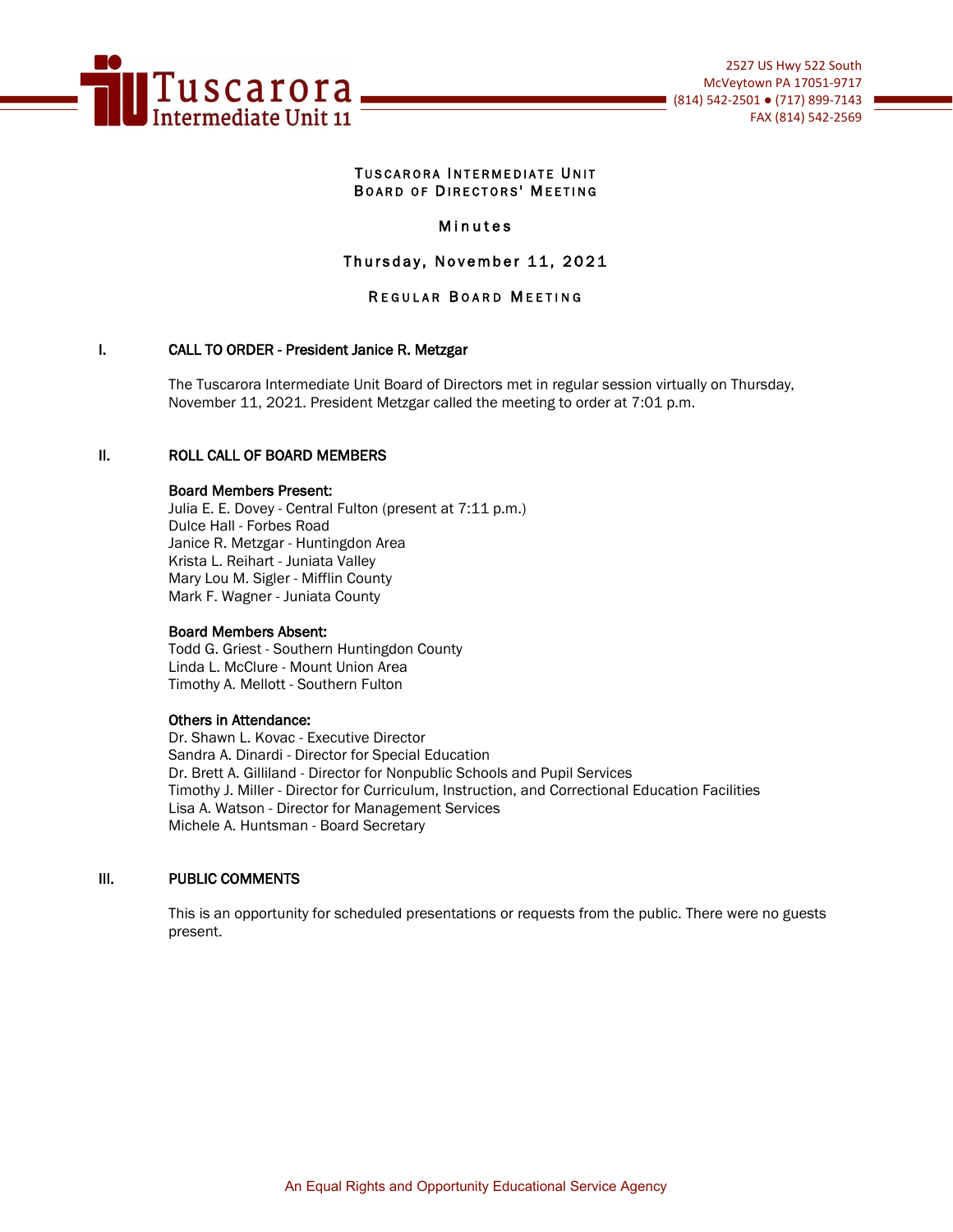Tuscarora Intermediate Unit 11

2527 US Hwy 522 South
McVeytown PA 17051-9717
(814) 542-2501 ● (717) 899-7143
FAX (814) 542-2569

# Tuscarora Intermediate Unit Board of Directors' Meeting

## Minutes

## Thursday, November 11, 2021

## Regular Board Meeting

### I. CALL TO ORDER - President Janice R. Metzgar

The Tuscarora Intermediate Unit Board of Directors met in regular session virtually on Thursday, November 11, 2021. President Metzgar called the meeting to order at 7:01 p.m.

### II. ROLL CALL OF BOARD MEMBERS

**Board Members Present:**
Julia E. E. Dovey - Central Fulton (present at 7:11 p.m.)
Dulce Hall - Forbes Road
Janice R. Metzgar - Huntingdon Area
Krista L. Reihart - Juniata Valley
Mary Lou M. Sigler - Mifflin County
Mark F. Wagner - Juniata County

**Board Members Absent:**
Todd G. Griest - Southern Huntingdon County
Linda L. McClure - Mount Union Area
Timothy A. Mellott - Southern Fulton

**Others in Attendance:**
Dr. Shawn L. Kovac - Executive Director
Sandra A. Dinardi - Director for Special Education
Dr. Brett A. Gilliland - Director for Nonpublic Schools and Pupil Services
Timothy J. Miller - Director for Curriculum, Instruction, and Correctional Education Facilities
Lisa A. Watson - Director for Management Services
Michele A. Huntsman - Board Secretary

### III. PUBLIC COMMENTS

This is an opportunity for scheduled presentations or requests from the public. There were no guests present.

An Equal Rights and Opportunity Educational Service Agency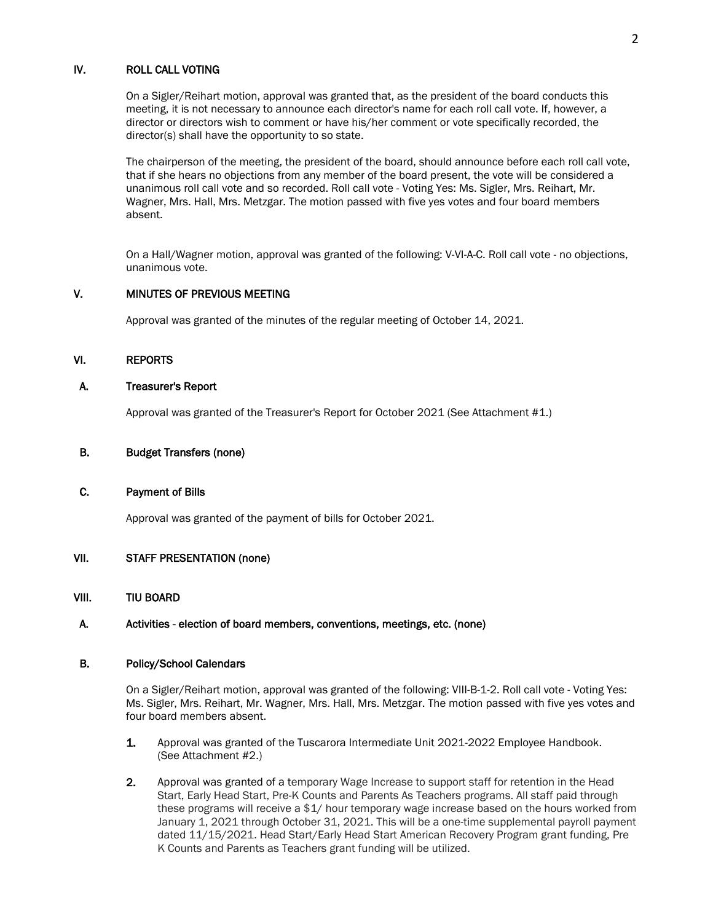## IV. ROLL CALL VOTING

On a Sigler/Reihart motion, approval was granted that, as the president of the board conducts this meeting, it is not necessary to announce each director's name for each roll call vote. If, however, a director or directors wish to comment or have his/her comment or vote specifically recorded, the director(s) shall have the opportunity to so state.

The chairperson of the meeting, the president of the board, should announce before each roll call vote, that if she hears no objections from any member of the board present, the vote will be considered a unanimous roll call vote and so recorded. Roll call vote - Voting Yes: Ms. Sigler, Mrs. Reihart, Mr. Wagner, Mrs. Hall, Mrs. Metzgar. The motion passed with five yes votes and four board members absent.

On a Hall/Wagner motion, approval was granted of the following: V-VI-A-C. Roll call vote - no objections, unanimous vote.

## V. MINUTES OF PREVIOUS MEETING

Approval was granted of the minutes of the regular meeting of October 14, 2021.

## VI. REPORTS

### A. Treasurer's Report

Approval was granted of the Treasurer's Report for October 2021 (See Attachment #1.)

### B. Budget Transfers (none)

### C. Payment of Bills

Approval was granted of the payment of bills for October 2021.

## VII. STAFF PRESENTATION (none)

## VIII. TIU BOARD

### A. Activities - election of board members, conventions, meetings, etc. (none)

### B. Policy/School Calendars

On a Sigler/Reihart motion, approval was granted of the following: VIII-B-1-2. Roll call vote - Voting Yes: Ms. Sigler, Mrs. Reihart, Mr. Wagner, Mrs. Hall, Mrs. Metzgar. The motion passed with five yes votes and four board members absent.

1. Approval was granted of the Tuscarora Intermediate Unit 2021-2022 Employee Handbook. (See Attachment #2.)
2. Approval was granted of a temporary Wage Increase to support staff for retention in the Head Start, Early Head Start, Pre-K Counts and Parents As Teachers programs. All staff paid through these programs will receive a $1/ hour temporary wage increase based on the hours worked from January 1, 2021 through October 31, 2021. This will be a one-time supplemental payroll payment dated 11/15/2021. Head Start/Early Head Start American Recovery Program grant funding, Pre K Counts and Parents as Teachers grant funding will be utilized.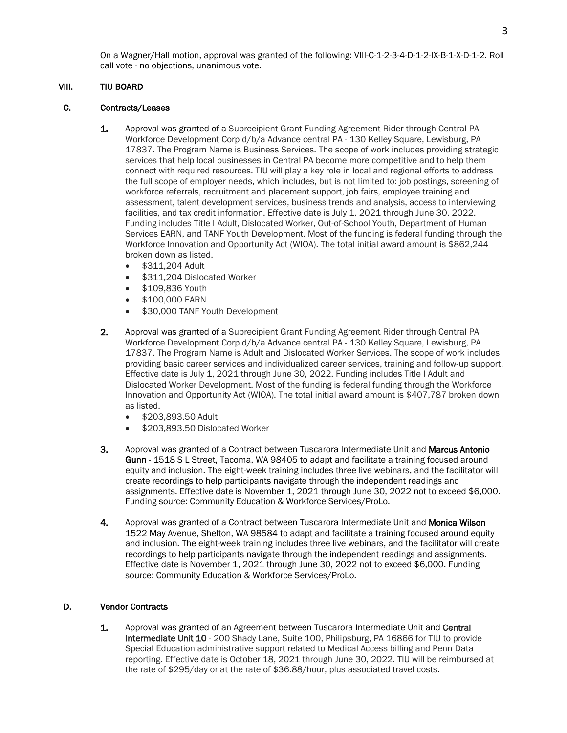On a Wagner/Hall motion, approval was granted of the following: VIII-C-1-2-3-4-D-1-2-IX-B-1-X-D-1-2. Roll call vote - no objections, unanimous vote.

## VIII. TIU BOARD

### C. Contracts/Leases

**1.** Approval was granted of a Subrecipient Grant Funding Agreement Rider through Central PA Workforce Development Corp d/b/a Advance central PA - 130 Kelley Square, Lewisburg, PA 17837. The Program Name is Business Services. The scope of work includes providing strategic services that help local businesses in Central PA become more competitive and to help them connect with required resources. TIU will play a key role in local and regional efforts to address the full scope of employer needs, which includes, but is not limited to: job postings, screening of workforce referrals, recruitment and placement support, job fairs, employee training and assessment, talent development services, business trends and analysis, access to interviewing facilities, and tax credit information. Effective date is July 1, 2021 through June 30, 2022. Funding includes Title I Adult, Dislocated Worker, Out-of-School Youth, Department of Human Services EARN, and TANF Youth Development. Most of the funding is federal funding through the Workforce Innovation and Opportunity Act (WIOA). The total initial award amount is $862,244 broken down as listed.

- $311,204 Adult
- $311,204 Dislocated Worker
- $109,836 Youth
- $100,000 EARN
- $30,000 TANF Youth Development

**2.** Approval was granted of a Subrecipient Grant Funding Agreement Rider through Central PA Workforce Development Corp d/b/a Advance central PA - 130 Kelley Square, Lewisburg, PA 17837. The Program Name is Adult and Dislocated Worker Services. The scope of work includes providing basic career services and individualized career services, training and follow-up support. Effective date is July 1, 2021 through June 30, 2022. Funding includes Title I Adult and Dislocated Worker Development. Most of the funding is federal funding through the Workforce Innovation and Opportunity Act (WIOA). The total initial award amount is $407,787 broken down as listed.

- $203,893.50 Adult
- $203,893.50 Dislocated Worker

**3.** Approval was granted of a Contract between Tuscarora Intermediate Unit and **Marcus Antonio Gunn** - 1518 S L Street, Tacoma, WA 98405 to adapt and facilitate a training focused around equity and inclusion. The eight-week training includes three live webinars, and the facilitator will create recordings to help participants navigate through the independent readings and assignments. Effective date is November 1, 2021 through June 30, 2022 not to exceed $6,000. Funding source: Community Education & Workforce Services/ProLo.

**4.** Approval was granted of a Contract between Tuscarora Intermediate Unit and **Monica Wilson** 1522 May Avenue, Shelton, WA 98584 to adapt and facilitate a training focused around equity and inclusion. The eight-week training includes three live webinars, and the facilitator will create recordings to help participants navigate through the independent readings and assignments. Effective date is November 1, 2021 through June 30, 2022 not to exceed $6,000. Funding source: Community Education & Workforce Services/ProLo.

### D. Vendor Contracts

**1.** Approval was granted of an Agreement between Tuscarora Intermediate Unit and **Central Intermediate Unit 10** - 200 Shady Lane, Suite 100, Philipsburg, PA 16866 for TIU to provide Special Education administrative support related to Medical Access billing and Penn Data reporting. Effective date is October 18, 2021 through June 30, 2022. TIU will be reimbursed at the rate of $295/day or at the rate of $36.88/hour, plus associated travel costs.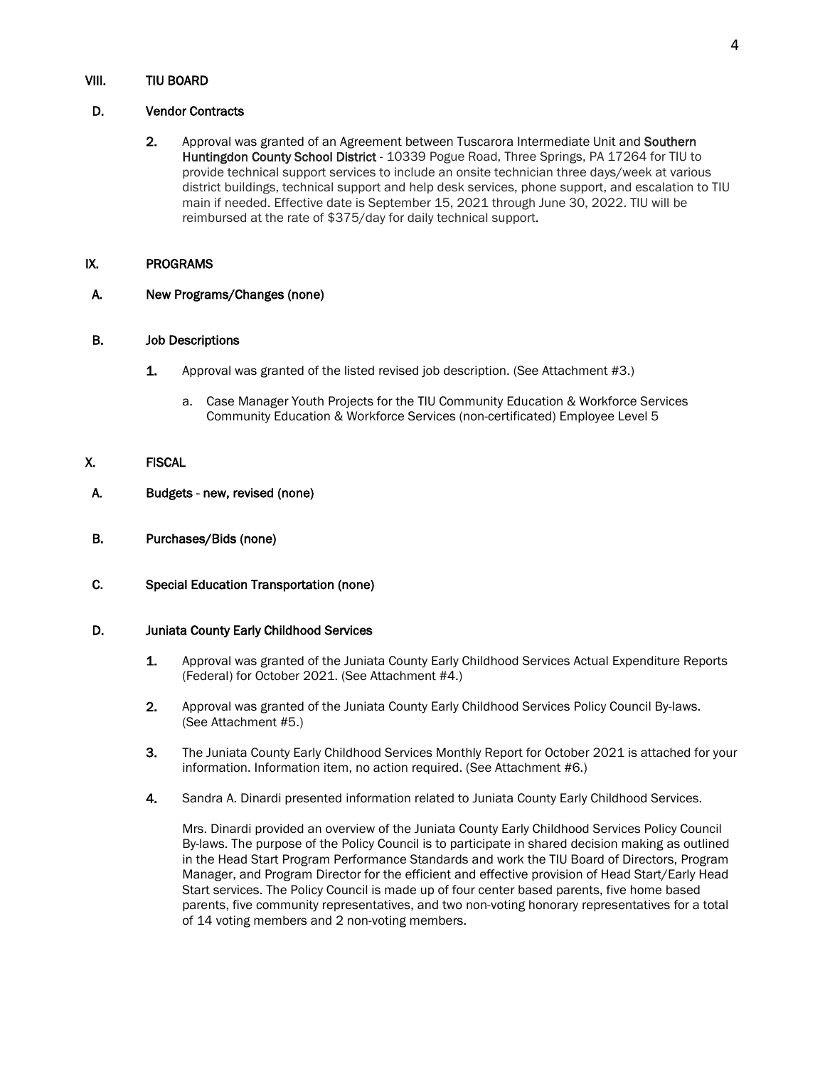## VIII. TIU BOARD

### D. Vendor Contracts

2. Approval was granted of an Agreement between Tuscarora Intermediate Unit and **Southern Huntingdon County School District** - 10339 Pogue Road, Three Springs, PA 17264 for TIU to provide technical support services to include an onsite technician three days/week at various district buildings, technical support and help desk services, phone support, and escalation to TIU main if needed. Effective date is September 15, 2021 through June 30, 2022. TIU will be reimbursed at the rate of $375/day for daily technical support.

## IX. PROGRAMS

### A. New Programs/Changes (none)

### B. Job Descriptions

1. Approval was granted of the listed revised job description. (See Attachment #3.)

   a. Case Manager Youth Projects for the TIU Community Education & Workforce Services Community Education & Workforce Services (non-certificated) Employee Level 5

## X. FISCAL

### A. Budgets - new, revised (none)

### B. Purchases/Bids (none)

### C. Special Education Transportation (none)

### D. Juniata County Early Childhood Services

1. Approval was granted of the Juniata County Early Childhood Services Actual Expenditure Reports (Federal) for October 2021. (See Attachment #4.)

2. Approval was granted of the Juniata County Early Childhood Services Policy Council By-laws. (See Attachment #5.)

3. The Juniata County Early Childhood Services Monthly Report for October 2021 is attached for your information. Information item, no action required. (See Attachment #6.)

4. Sandra A. Dinardi presented information related to Juniata County Early Childhood Services.

   Mrs. Dinardi provided an overview of the Juniata County Early Childhood Services Policy Council By-laws. The purpose of the Policy Council is to participate in shared decision making as outlined in the Head Start Program Performance Standards and work the TIU Board of Directors, Program Manager, and Program Director for the efficient and effective provision of Head Start/Early Head Start services. The Policy Council is made up of four center based parents, five home based parents, five community representatives, and two non-voting honorary representatives for a total of 14 voting members and 2 non-voting members.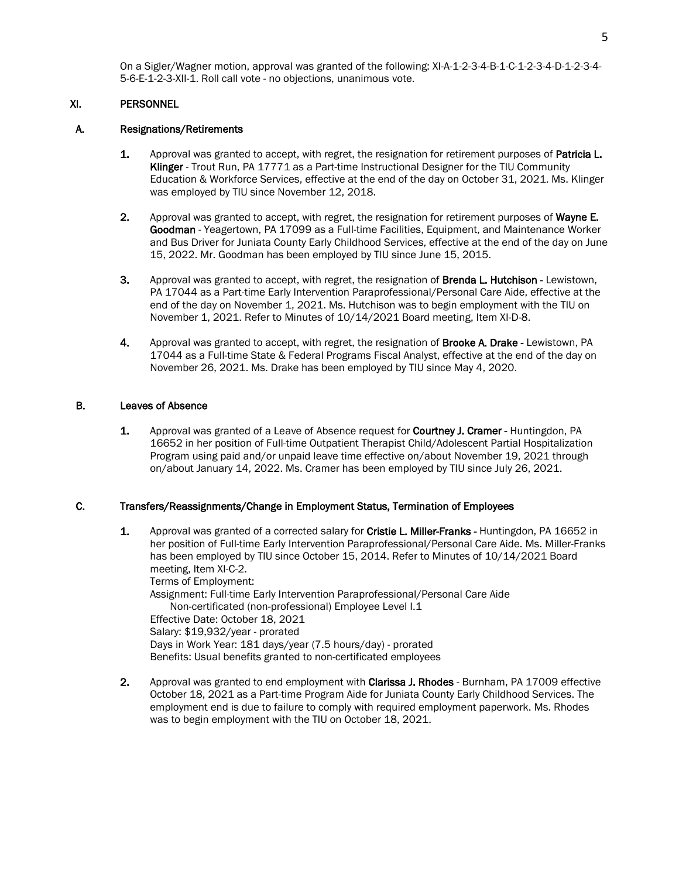On a Sigler/Wagner motion, approval was granted of the following: XI-A-1-2-3-4-B-1-C-1-2-3-4-D-1-2-3-4-5-6-E-1-2-3-XII-1. Roll call vote - no objections, unanimous vote.

## XI. PERSONNEL

### A. Resignations/Retirements

1. Approval was granted to accept, with regret, the resignation for retirement purposes of **Patricia L. Klinger** - Trout Run, PA 17771 as a Part-time Instructional Designer for the TIU Community Education & Workforce Services, effective at the end of the day on October 31, 2021. Ms. Klinger was employed by TIU since November 12, 2018.

2. Approval was granted to accept, with regret, the resignation for retirement purposes of **Wayne E. Goodman** - Yeagertown, PA 17099 as a Full-time Facilities, Equipment, and Maintenance Worker and Bus Driver for Juniata County Early Childhood Services, effective at the end of the day on June 15, 2022. Mr. Goodman has been employed by TIU since June 15, 2015.

3. Approval was granted to accept, with regret, the resignation of **Brenda L. Hutchison** - Lewistown, PA 17044 as a Part-time Early Intervention Paraprofessional/Personal Care Aide, effective at the end of the day on November 1, 2021. Ms. Hutchison was to begin employment with the TIU on November 1, 2021. Refer to Minutes of 10/14/2021 Board meeting, Item XI-D-8.

4. Approval was granted to accept, with regret, the resignation of **Brooke A. Drake** - Lewistown, PA 17044 as a Full-time State & Federal Programs Fiscal Analyst, effective at the end of the day on November 26, 2021. Ms. Drake has been employed by TIU since May 4, 2020.

### B. Leaves of Absence

1. Approval was granted of a Leave of Absence request for **Courtney J. Cramer** - Huntingdon, PA 16652 in her position of Full-time Outpatient Therapist Child/Adolescent Partial Hospitalization Program using paid and/or unpaid leave time effective on/about November 19, 2021 through on/about January 14, 2022. Ms. Cramer has been employed by TIU since July 26, 2021.

### C. Transfers/Reassignments/Change in Employment Status, Termination of Employees

1. Approval was granted of a corrected salary for **Cristie L. Miller-Franks** - Huntingdon, PA 16652 in her position of Full-time Early Intervention Paraprofessional/Personal Care Aide. Ms. Miller-Franks has been employed by TIU since October 15, 2014. Refer to Minutes of 10/14/2021 Board meeting, Item XI-C-2.
   Terms of Employment:
   Assignment: Full-time Early Intervention Paraprofessional/Personal Care Aide
   Non-certificated (non-professional) Employee Level I.1
   Effective Date: October 18, 2021
   Salary: $19,932/year - prorated
   Days in Work Year: 181 days/year (7.5 hours/day) - prorated
   Benefits: Usual benefits granted to non-certificated employees

2. Approval was granted to end employment with **Clarissa J. Rhodes** - Burnham, PA 17009 effective October 18, 2021 as a Part-time Program Aide for Juniata County Early Childhood Services. The employment end is due to failure to comply with required employment paperwork. Ms. Rhodes was to begin employment with the TIU on October 18, 2021.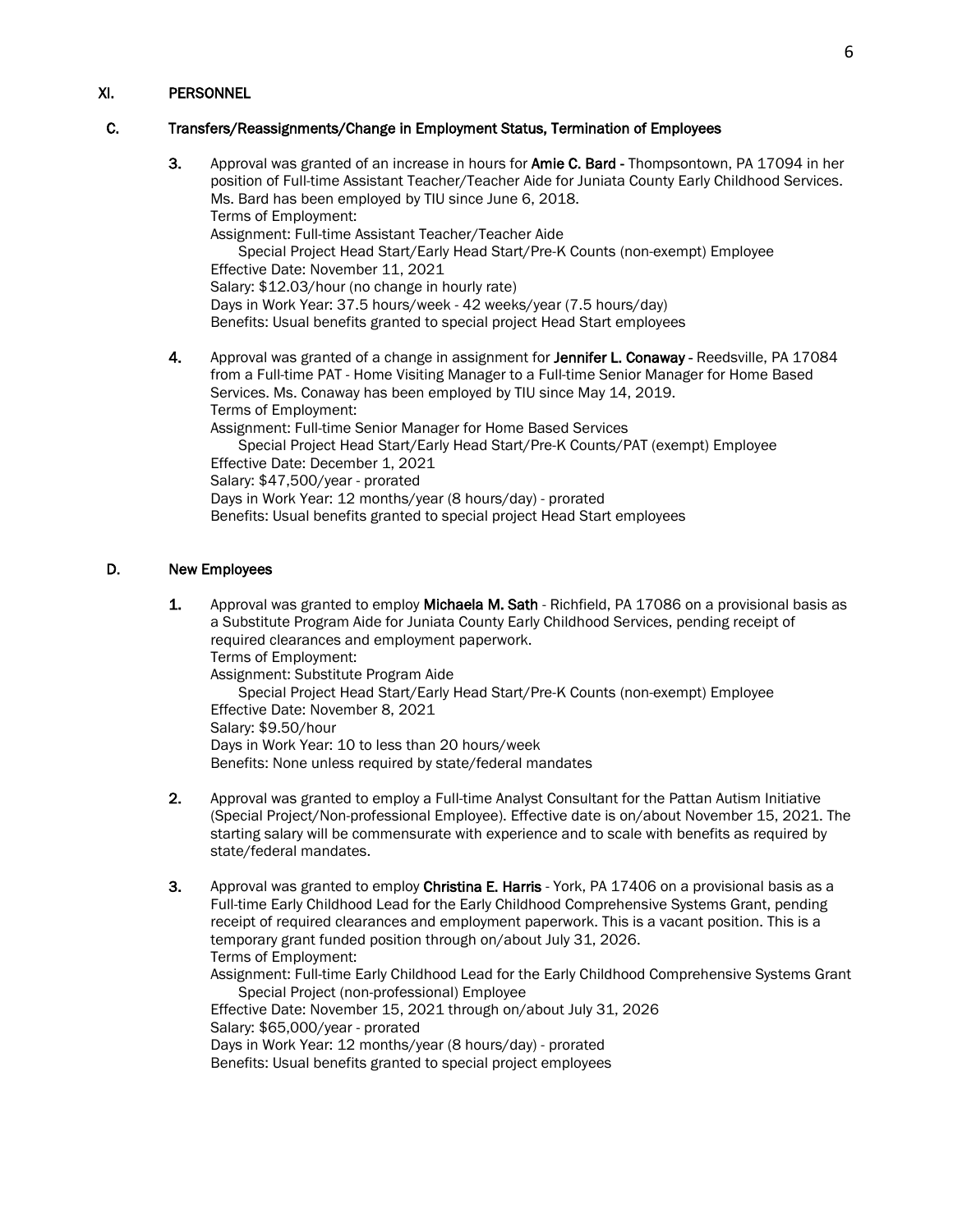## XI. PERSONNEL

### C. Transfers/Reassignments/Change in Employment Status, Termination of Employees

3. Approval was granted of an increase in hours for **Amie C. Bard** - Thompsontown, PA 17094 in her position of Full-time Assistant Teacher/Teacher Aide for Juniata County Early Childhood Services. Ms. Bard has been employed by TIU since June 6, 2018.
   Terms of Employment:
   Assignment: Full-time Assistant Teacher/Teacher Aide
   Special Project Head Start/Early Head Start/Pre-K Counts (non-exempt) Employee
   Effective Date: November 11, 2021
   Salary: $12.03/hour (no change in hourly rate)
   Days in Work Year: 37.5 hours/week - 42 weeks/year (7.5 hours/day)
   Benefits: Usual benefits granted to special project Head Start employees

4. Approval was granted of a change in assignment for **Jennifer L. Conaway** - Reedsville, PA 17084 from a Full-time PAT - Home Visiting Manager to a Full-time Senior Manager for Home Based Services. Ms. Conaway has been employed by TIU since May 14, 2019.
   Terms of Employment:
   Assignment: Full-time Senior Manager for Home Based Services
   Special Project Head Start/Early Head Start/Pre-K Counts/PAT (exempt) Employee
   Effective Date: December 1, 2021
   Salary: $47,500/year - prorated
   Days in Work Year: 12 months/year (8 hours/day) - prorated
   Benefits: Usual benefits granted to special project Head Start employees

### D. New Employees

1. Approval was granted to employ **Michaela M. Sath** - Richfield, PA 17086 on a provisional basis as a Substitute Program Aide for Juniata County Early Childhood Services, pending receipt of required clearances and employment paperwork.
   Terms of Employment:
   Assignment: Substitute Program Aide
   Special Project Head Start/Early Head Start/Pre-K Counts (non-exempt) Employee
   Effective Date: November 8, 2021
   Salary: $9.50/hour
   Days in Work Year: 10 to less than 20 hours/week
   Benefits: None unless required by state/federal mandates

2. Approval was granted to employ a Full-time Analyst Consultant for the Pattan Autism Initiative (Special Project/Non-professional Employee). Effective date is on/about November 15, 2021. The starting salary will be commensurate with experience and to scale with benefits as required by state/federal mandates.

3. Approval was granted to employ **Christina E. Harris** - York, PA 17406 on a provisional basis as a Full-time Early Childhood Lead for the Early Childhood Comprehensive Systems Grant, pending receipt of required clearances and employment paperwork. This is a vacant position. This is a temporary grant funded position through on/about July 31, 2026.
   Terms of Employment:
   Assignment: Full-time Early Childhood Lead for the Early Childhood Comprehensive Systems Grant
   Special Project (non-professional) Employee
   Effective Date: November 15, 2021 through on/about July 31, 2026
   Salary: $65,000/year - prorated
   Days in Work Year: 12 months/year (8 hours/day) - prorated
   Benefits: Usual benefits granted to special project employees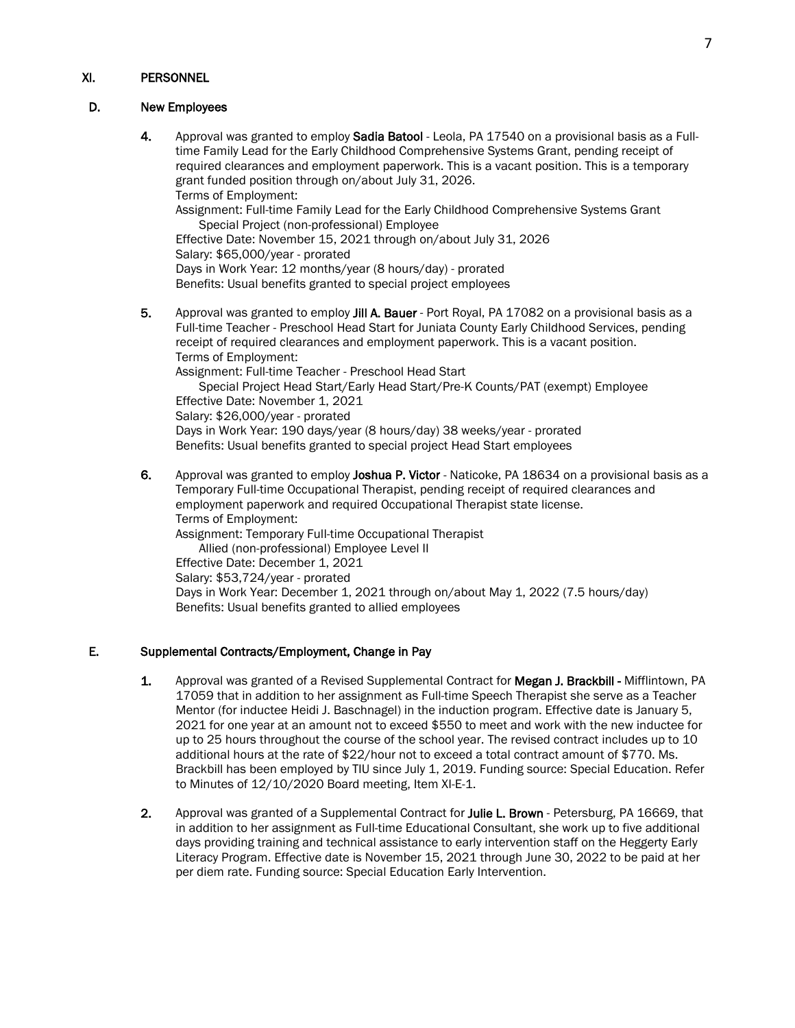## XI. PERSONNEL

### D. New Employees

4. Approval was granted to employ **Sadia Batool** - Leola, PA 17540 on a provisional basis as a Full-time Family Lead for the Early Childhood Comprehensive Systems Grant, pending receipt of required clearances and employment paperwork. This is a vacant position. This is a temporary grant funded position through on/about July 31, 2026.
   Terms of Employment:
   Assignment: Full-time Family Lead for the Early Childhood Comprehensive Systems Grant
   Special Project (non-professional) Employee
   Effective Date: November 15, 2021 through on/about July 31, 2026
   Salary: $65,000/year - prorated
   Days in Work Year: 12 months/year (8 hours/day) - prorated
   Benefits: Usual benefits granted to special project employees

5. Approval was granted to employ **Jill A. Bauer** - Port Royal, PA 17082 on a provisional basis as a Full-time Teacher - Preschool Head Start for Juniata County Early Childhood Services, pending receipt of required clearances and employment paperwork. This is a vacant position.
   Terms of Employment:
   Assignment: Full-time Teacher - Preschool Head Start
   Special Project Head Start/Early Head Start/Pre-K Counts/PAT (exempt) Employee
   Effective Date: November 1, 2021
   Salary: $26,000/year - prorated
   Days in Work Year: 190 days/year (8 hours/day) 38 weeks/year - prorated
   Benefits: Usual benefits granted to special project Head Start employees

6. Approval was granted to employ **Joshua P. Victor** - Naticoke, PA 18634 on a provisional basis as a Temporary Full-time Occupational Therapist, pending receipt of required clearances and employment paperwork and required Occupational Therapist state license.
   Terms of Employment:
   Assignment: Temporary Full-time Occupational Therapist
   Allied (non-professional) Employee Level II
   Effective Date: December 1, 2021
   Salary: $53,724/year - prorated
   Days in Work Year: December 1, 2021 through on/about May 1, 2022 (7.5 hours/day)
   Benefits: Usual benefits granted to allied employees

### E. Supplemental Contracts/Employment, Change in Pay

1. Approval was granted of a Revised Supplemental Contract for **Megan J. Brackbill -** Mifflintown, PA 17059 that in addition to her assignment as Full-time Speech Therapist she serve as a Teacher Mentor (for inductee Heidi J. Baschnagel) in the induction program. Effective date is January 5, 2021 for one year at an amount not to exceed $550 to meet and work with the new inductee for up to 25 hours throughout the course of the school year. The revised contract includes up to 10 additional hours at the rate of $22/hour not to exceed a total contract amount of $770. Ms. Brackbill has been employed by TIU since July 1, 2019. Funding source: Special Education. Refer to Minutes of 12/10/2020 Board meeting, Item XI-E-1.

2. Approval was granted of a Supplemental Contract for **Julie L. Brown** - Petersburg, PA 16669, that in addition to her assignment as Full-time Educational Consultant, she work up to five additional days providing training and technical assistance to early intervention staff on the Heggerty Early Literacy Program. Effective date is November 15, 2021 through June 30, 2022 to be paid at her per diem rate. Funding source: Special Education Early Intervention.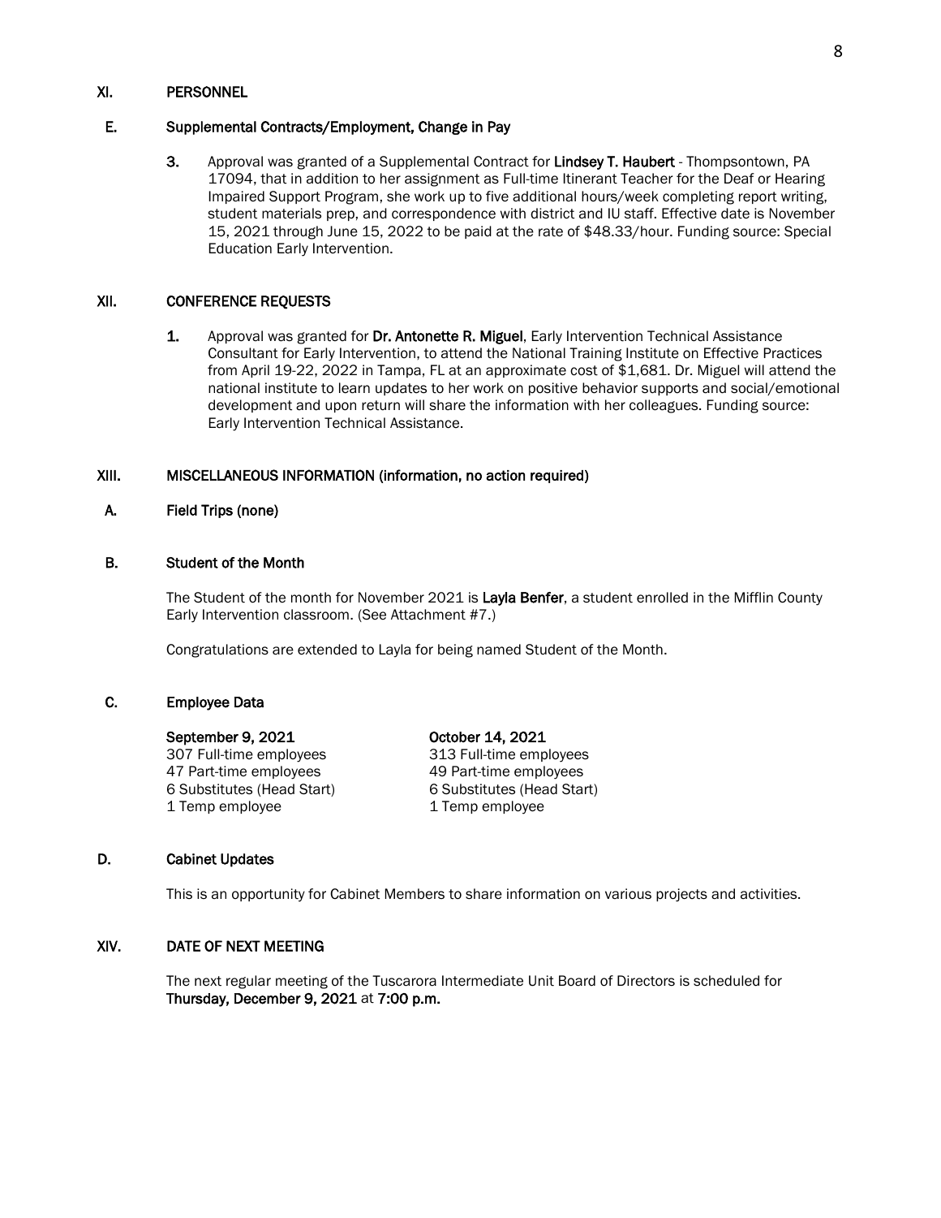## XI. PERSONNEL

### E. Supplemental Contracts/Employment, Change in Pay

3. Approval was granted of a Supplemental Contract for **Lindsey T. Haubert** - Thompsontown, PA 17094, that in addition to her assignment as Full-time Itinerant Teacher for the Deaf or Hearing Impaired Support Program, she work up to five additional hours/week completing report writing, student materials prep, and correspondence with district and IU staff. Effective date is November 15, 2021 through June 15, 2022 to be paid at the rate of $48.33/hour. Funding source: Special Education Early Intervention.

## XII. CONFERENCE REQUESTS

1. Approval was granted for **Dr. Antonette R. Miguel**, Early Intervention Technical Assistance Consultant for Early Intervention, to attend the National Training Institute on Effective Practices from April 19-22, 2022 in Tampa, FL at an approximate cost of $1,681. Dr. Miguel will attend the national institute to learn updates to her work on positive behavior supports and social/emotional development and upon return will share the information with her colleagues. Funding source: Early Intervention Technical Assistance.

## XIII. MISCELLANEOUS INFORMATION (information, no action required)

### A. Field Trips (none)

### B. Student of the Month

The Student of the month for November 2021 is **Layla Benfer**, a student enrolled in the Mifflin County Early Intervention classroom. (See Attachment #7.)

Congratulations are extended to Layla for being named Student of the Month.

### C. Employee Data

| September 9, 2021 | October 14, 2021 |
|---|---|
| 307 Full-time employees | 313 Full-time employees |
| 47 Part-time employees | 49 Part-time employees |
| 6 Substitutes (Head Start) | 6 Substitutes (Head Start) |
| 1 Temp employee | 1 Temp employee |

### D. Cabinet Updates

This is an opportunity for Cabinet Members to share information on various projects and activities.

## XIV. DATE OF NEXT MEETING

The next regular meeting of the Tuscarora Intermediate Unit Board of Directors is scheduled for **Thursday, December 9, 2021** at **7:00 p.m.**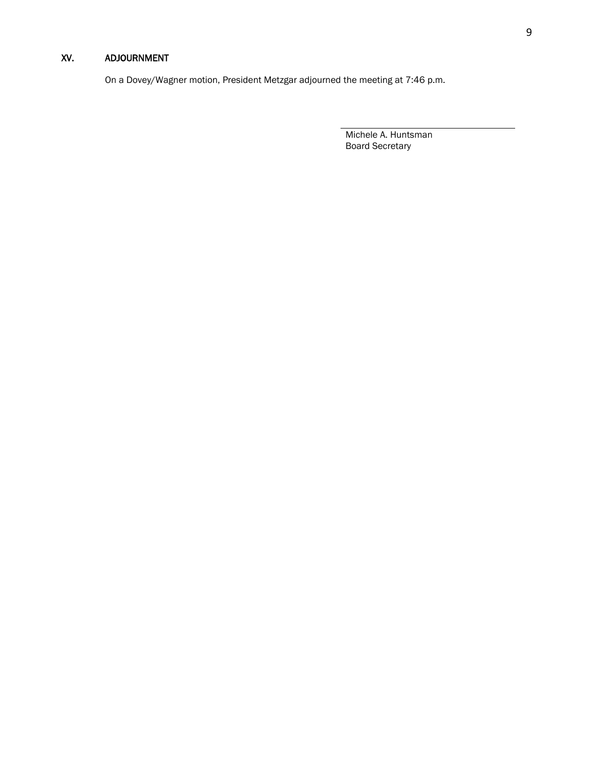## XV. ADJOURNMENT

On a Dovey/Wagner motion, President Metzgar adjourned the meeting at 7:46 p.m.

Michele A. Huntsman
Board Secretary